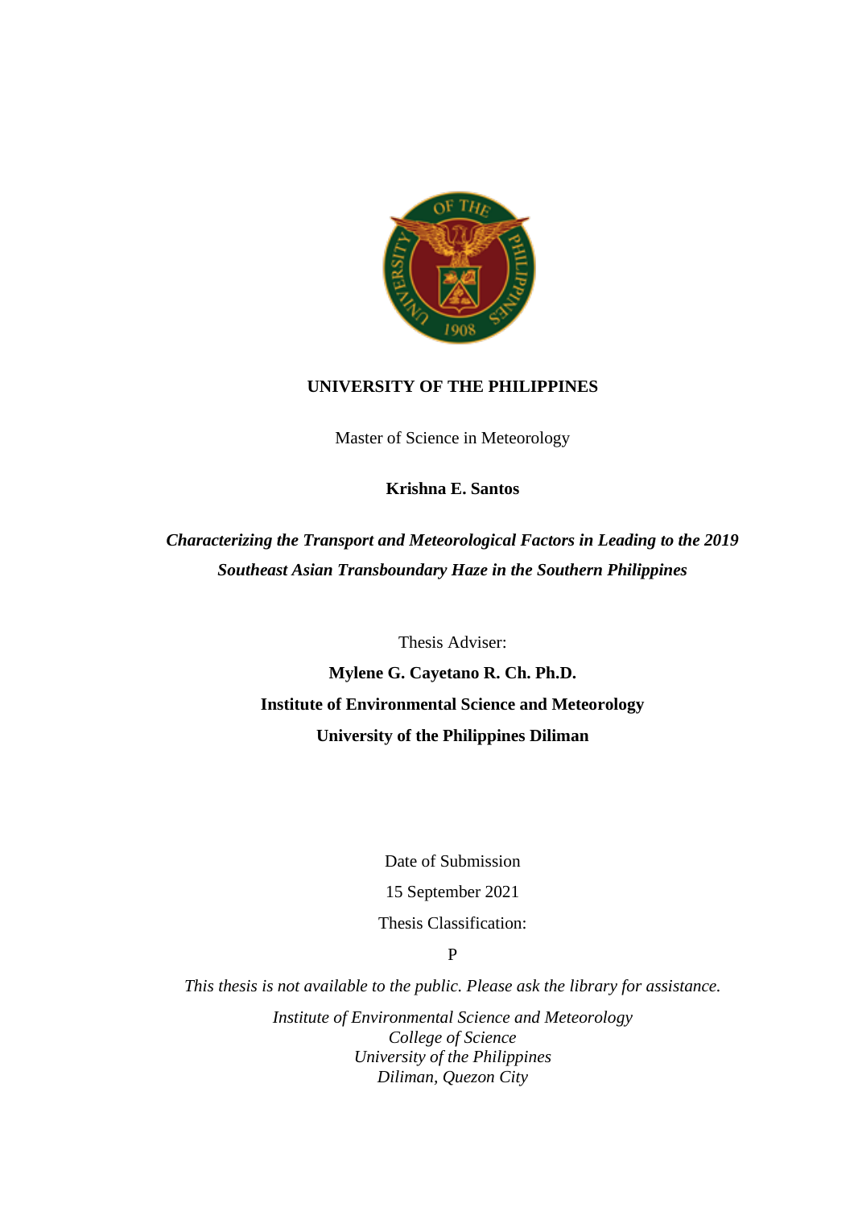**UNIVERSITY OF THE PHILIPPINES**

Master of Science in Meteorology

**Krishna E. Santos**

***Characterizing the Transport and Meteorological Factors in Leading to the 2019 Southeast Asian Transboundary Haze in the Southern Philippines***

Thesis Adviser:

**Mylene G. Cayetano R. Ch. Ph.D.**

**Institute of Environmental Science and Meteorology**

**University of the Philippines Diliman**

Date of Submission

15 September 2021

Thesis Classification:

P

*This thesis is not available to the public. Please ask the library for assistance.*

*Institute of Environmental Science and Meteorology*
*College of Science*
*University of the Philippines*
*Diliman, Quezon City*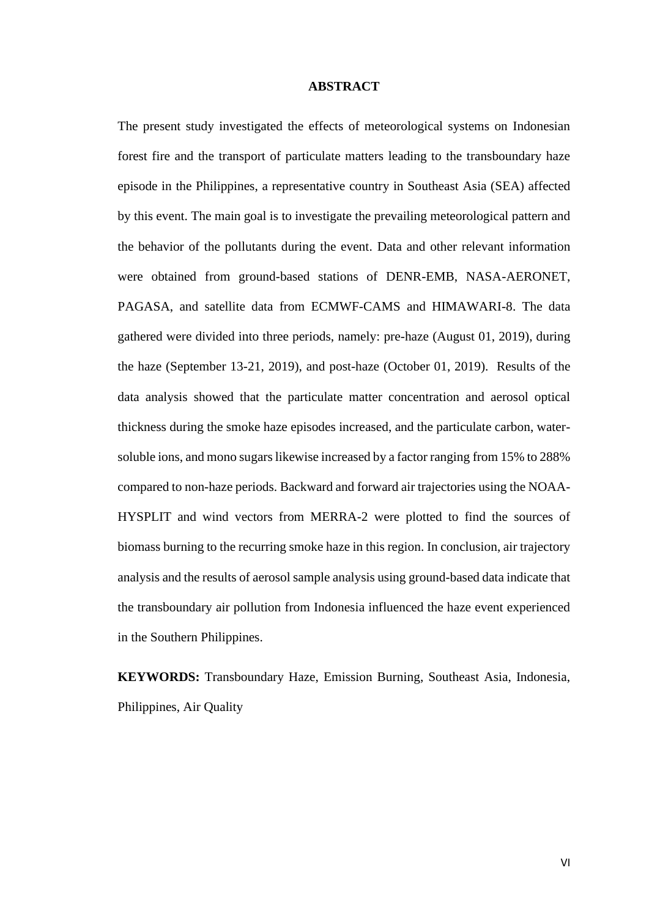## ABSTRACT

The present study investigated the effects of meteorological systems on Indonesian forest fire and the transport of particulate matters leading to the transboundary haze episode in the Philippines, a representative country in Southeast Asia (SEA) affected by this event. The main goal is to investigate the prevailing meteorological pattern and the behavior of the pollutants during the event. Data and other relevant information were obtained from ground-based stations of DENR-EMB, NASA-AERONET, PAGASA, and satellite data from ECMWF-CAMS and HIMAWARI-8. The data gathered were divided into three periods, namely: pre-haze (August 01, 2019), during the haze (September 13-21, 2019), and post-haze (October 01, 2019). Results of the data analysis showed that the particulate matter concentration and aerosol optical thickness during the smoke haze episodes increased, and the particulate carbon, water-soluble ions, and mono sugars likewise increased by a factor ranging from 15% to 288% compared to non-haze periods. Backward and forward air trajectories using the NOAA-HYSPLIT and wind vectors from MERRA-2 were plotted to find the sources of biomass burning to the recurring smoke haze in this region. In conclusion, air trajectory analysis and the results of aerosol sample analysis using ground-based data indicate that the transboundary air pollution from Indonesia influenced the haze event experienced in the Southern Philippines.

**KEYWORDS:** Transboundary Haze, Emission Burning, Southeast Asia, Indonesia, Philippines, Air Quality